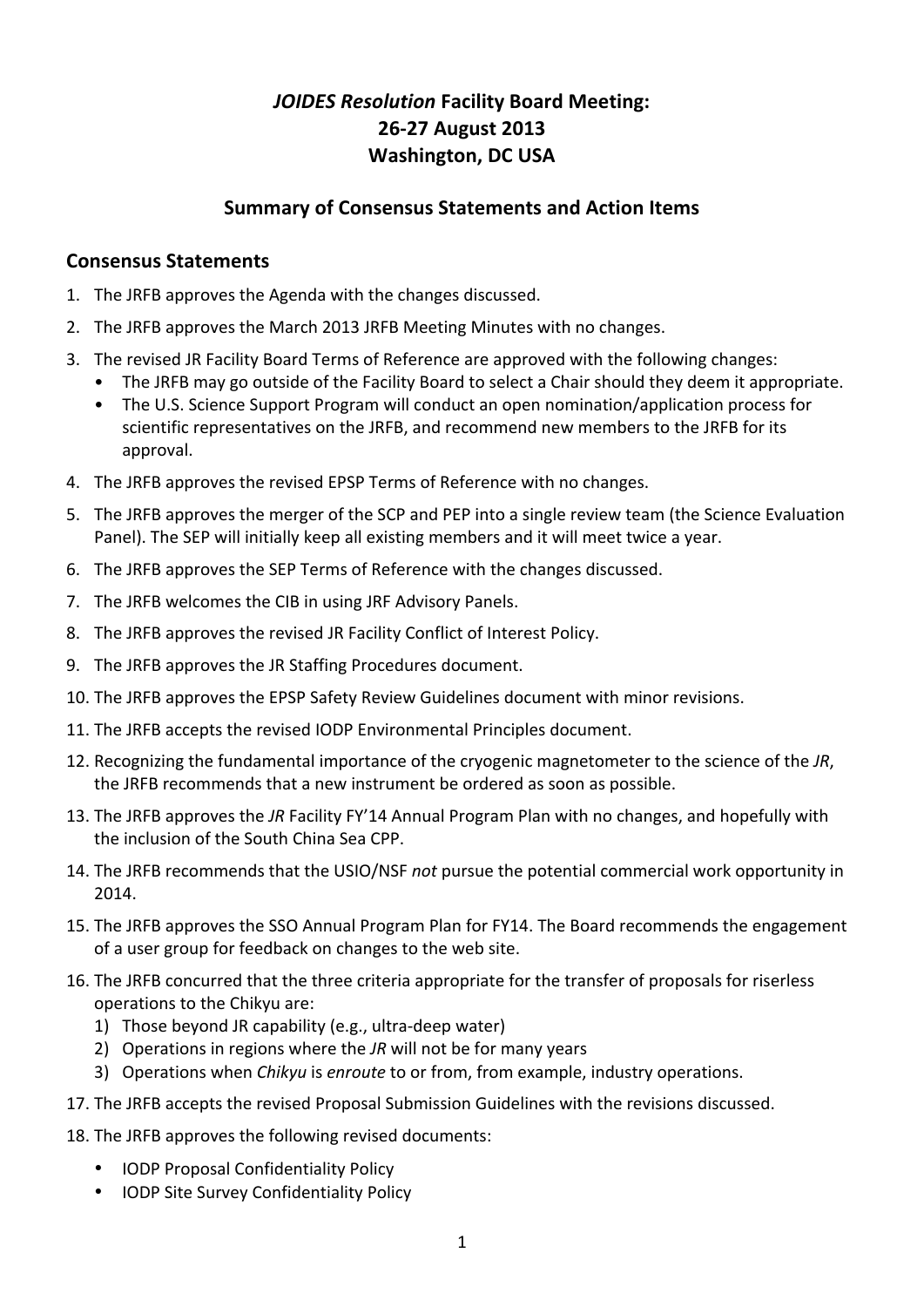# *JOIDES Resolution* Facility Board Meeting:
# 26-27 August 2013
# Washington, DC USA

## Summary of Consensus Statements and Action Items

### Consensus Statements

1. The JRFB approves the Agenda with the changes discussed.
2. The JRFB approves the March 2013 JRFB Meeting Minutes with no changes.
3. The revised JR Facility Board Terms of Reference are approved with the following changes:
   - The JRFB may go outside of the Facility Board to select a Chair should they deem it appropriate.
   - The U.S. Science Support Program will conduct an open nomination/application process for scientific representatives on the JRFB, and recommend new members to the JRFB for its approval.
4. The JRFB approves the revised EPSP Terms of Reference with no changes.
5. The JRFB approves the merger of the SCP and PEP into a single review team (the Science Evaluation Panel). The SEP will initially keep all existing members and it will meet twice a year.
6. The JRFB approves the SEP Terms of Reference with the changes discussed.
7. The JRFB welcomes the CIB in using JRF Advisory Panels.
8. The JRFB approves the revised JR Facility Conflict of Interest Policy.
9. The JRFB approves the JR Staffing Procedures document.
10. The JRFB approves the EPSP Safety Review Guidelines document with minor revisions.
11. The JRFB accepts the revised IODP Environmental Principles document.
12. Recognizing the fundamental importance of the cryogenic magnetometer to the science of the *JR*, the JRFB recommends that a new instrument be ordered as soon as possible.
13. The JRFB approves the *JR* Facility FY'14 Annual Program Plan with no changes, and hopefully with the inclusion of the South China Sea CPP.
14. The JRFB recommends that the USIO/NSF *not* pursue the potential commercial work opportunity in 2014.
15. The JRFB approves the SSO Annual Program Plan for FY14. The Board recommends the engagement of a user group for feedback on changes to the web site.
16. The JRFB concurred that the three criteria appropriate for the transfer of proposals for riserless operations to the Chikyu are:
    1) Those beyond JR capability (e.g., ultra-deep water)
    2) Operations in regions where the *JR* will not be for many years
    3) Operations when *Chikyu* is *enroute* to or from, from example, industry operations.
17. The JRFB accepts the revised Proposal Submission Guidelines with the revisions discussed.
18. The JRFB approves the following revised documents:
    - IODP Proposal Confidentiality Policy
    - IODP Site Survey Confidentiality Policy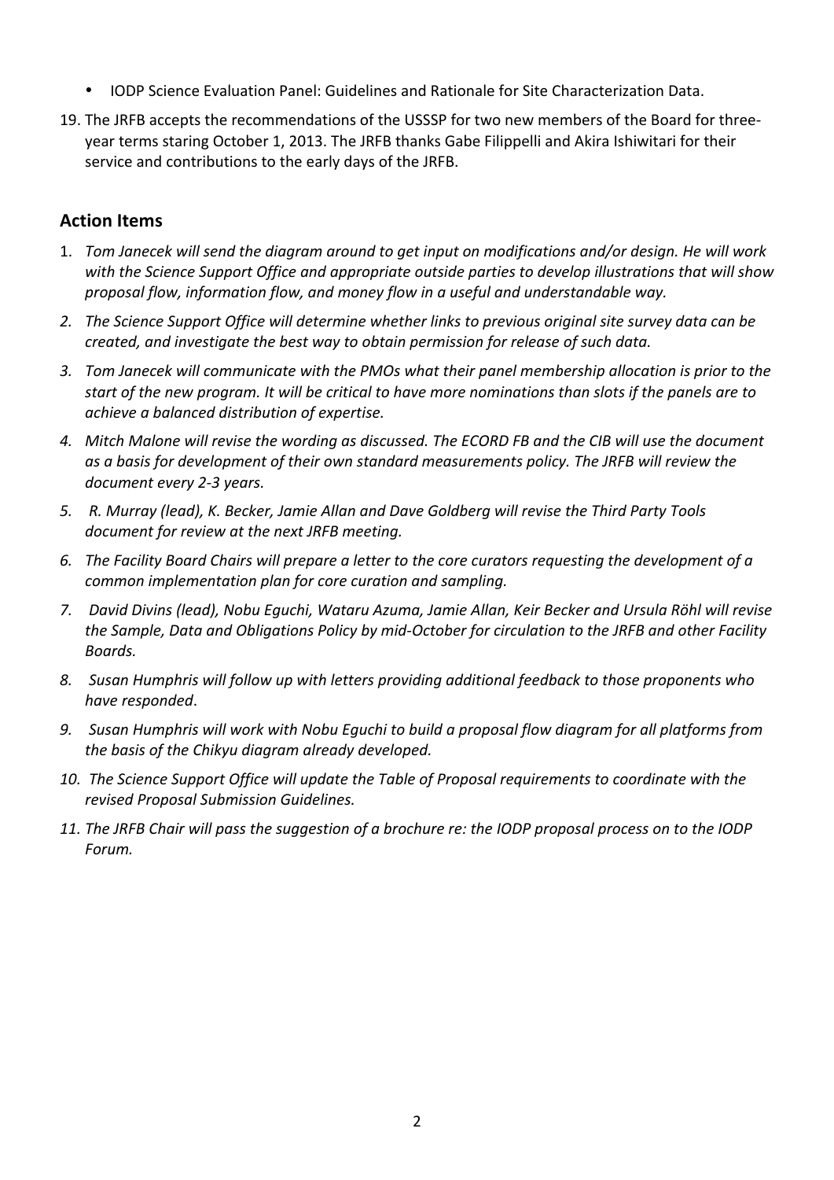- IODP Science Evaluation Panel: Guidelines and Rationale for Site Characterization Data.

19. The JRFB accepts the recommendations of the USSSP for two new members of the Board for three-year terms staring October 1, 2013. The JRFB thanks Gabe Filippelli and Akira Ishiwitari for their service and contributions to the early days of the JRFB.

## Action Items

1. *Tom Janecek will send the diagram around to get input on modifications and/or design. He will work with the Science Support Office and appropriate outside parties to develop illustrations that will show proposal flow, information flow, and money flow in a useful and understandable way.*
2. *The Science Support Office will determine whether links to previous original site survey data can be created, and investigate the best way to obtain permission for release of such data.*
3. *Tom Janecek will communicate with the PMOs what their panel membership allocation is prior to the start of the new program. It will be critical to have more nominations than slots if the panels are to achieve a balanced distribution of expertise.*
4. *Mitch Malone will revise the wording as discussed. The ECORD FB and the CIB will use the document as a basis for development of their own standard measurements policy. The JRFB will review the document every 2-3 years.*
5. *R. Murray (lead), K. Becker, Jamie Allan and Dave Goldberg will revise the Third Party Tools document for review at the next JRFB meeting.*
6. *The Facility Board Chairs will prepare a letter to the core curators requesting the development of a common implementation plan for core curation and sampling.*
7. *David Divins (lead), Nobu Eguchi, Wataru Azuma, Jamie Allan, Keir Becker and Ursula Röhl will revise the Sample, Data and Obligations Policy by mid-October for circulation to the JRFB and other Facility Boards.*
8. *Susan Humphris will follow up with letters providing additional feedback to those proponents who have responded*.
9. *Susan Humphris will work with Nobu Eguchi to build a proposal flow diagram for all platforms from the basis of the Chikyu diagram already developed.*
10. *The Science Support Office will update the Table of Proposal requirements to coordinate with the revised Proposal Submission Guidelines.*
11. *The JRFB Chair will pass the suggestion of a brochure re: the IODP proposal process on to the IODP Forum.*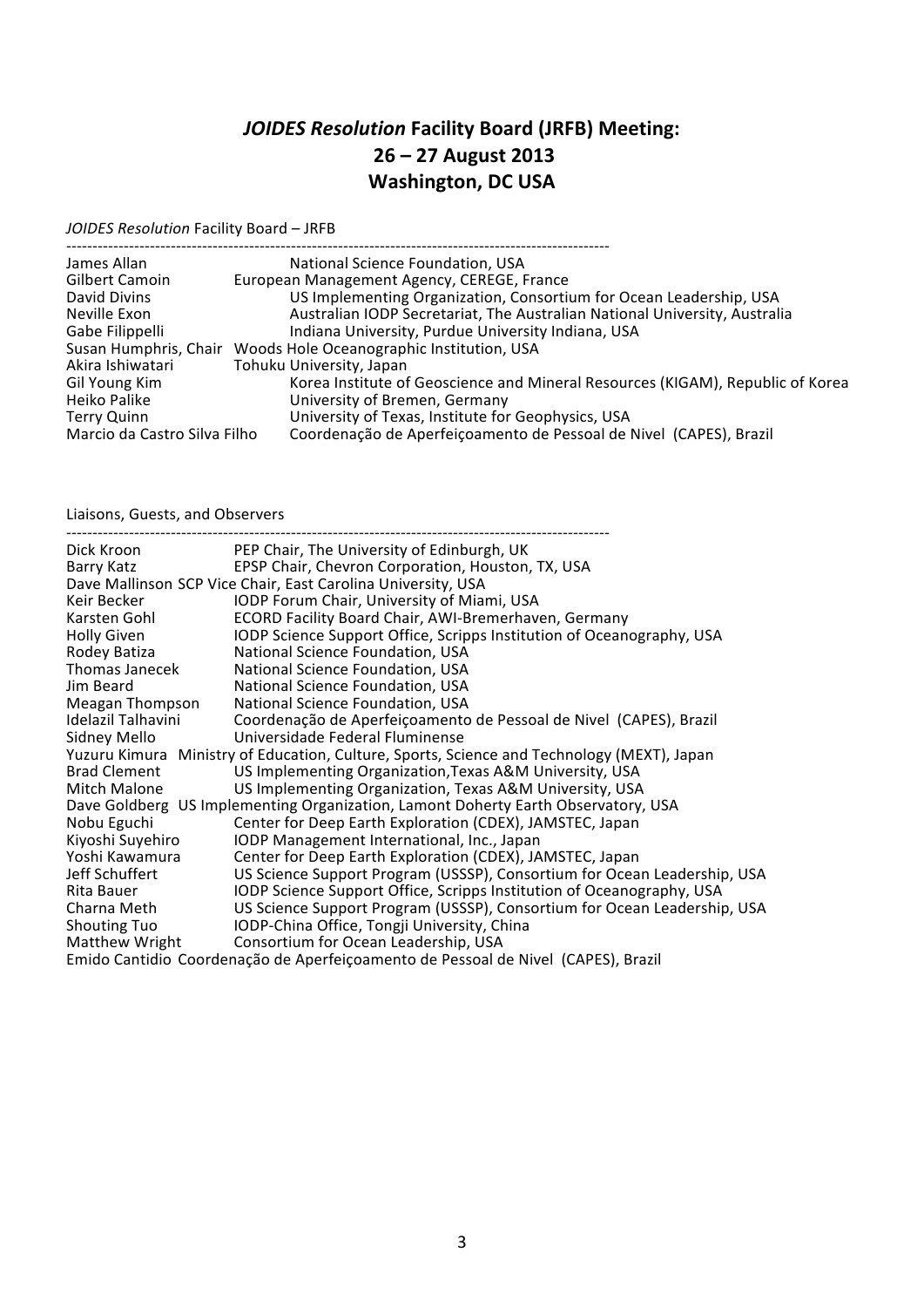# *JOIDES Resolution* Facility Board (JRFB) Meeting:
# 26 – 27 August 2013
# Washington, DC USA

*JOIDES Resolution* Facility Board – JRFB

| | |
|---|---|
| James Allan | National Science Foundation, USA |
| Gilbert Camoin | European Management Agency, CEREGE, France |
| David Divins | US Implementing Organization, Consortium for Ocean Leadership, USA |
| Neville Exon | Australian IODP Secretariat, The Australian National University, Australia |
| Gabe Filippelli | Indiana University, Purdue University Indiana, USA |
| Susan Humphris, Chair | Woods Hole Oceanographic Institution, USA |
| Akira Ishiwatari | Tohuku University, Japan |
| Gil Young Kim | Korea Institute of Geoscience and Mineral Resources (KIGAM), Republic of Korea |
| Heiko Palike | University of Bremen, Germany |
| Terry Quinn | University of Texas, Institute for Geophysics, USA |
| Marcio da Castro Silva Filho | Coordenação de Aperfeiçoamento de Pessoal de Nivel (CAPES), Brazil |

Liaisons, Guests, and Observers

| | |
|---|---|
| Dick Kroon | PEP Chair, The University of Edinburgh, UK |
| Barry Katz | EPSP Chair, Chevron Corporation, Houston, TX, USA |
| Dave Mallinson | SCP Vice Chair, East Carolina University, USA |
| Keir Becker | IODP Forum Chair, University of Miami, USA |
| Karsten Gohl | ECORD Facility Board Chair, AWI-Bremerhaven, Germany |
| Holly Given | IODP Science Support Office, Scripps Institution of Oceanography, USA |
| Rodey Batiza | National Science Foundation, USA |
| Thomas Janecek | National Science Foundation, USA |
| Jim Beard | National Science Foundation, USA |
| Meagan Thompson | National Science Foundation, USA |
| Idelazil Talhavini | Coordenação de Aperfeiçoamento de Pessoal de Nivel (CAPES), Brazil |
| Sidney Mello | Universidade Federal Fluminense |
| Yuzuru Kimura | Ministry of Education, Culture, Sports, Science and Technology (MEXT), Japan |
| Brad Clement | US Implementing Organization, Texas A&M University, USA |
| Mitch Malone | US Implementing Organization, Texas A&M University, USA |
| Dave Goldberg | US Implementing Organization, Lamont Doherty Earth Observatory, USA |
| Nobu Eguchi | Center for Deep Earth Exploration (CDEX), JAMSTEC, Japan |
| Kiyoshi Suyehiro | IODP Management International, Inc., Japan |
| Yoshi Kawamura | Center for Deep Earth Exploration (CDEX), JAMSTEC, Japan |
| Jeff Schuffert | US Science Support Program (USSSP), Consortium for Ocean Leadership, USA |
| Rita Bauer | IODP Science Support Office, Scripps Institution of Oceanography, USA |
| Charna Meth | US Science Support Program (USSSP), Consortium for Ocean Leadership, USA |
| Shouting Tuo | IODP-China Office, Tongji University, China |
| Matthew Wright | Consortium for Ocean Leadership, USA |
| Emido Cantidio | Coordenação de Aperfeiçoamento de Pessoal de Nivel (CAPES), Brazil |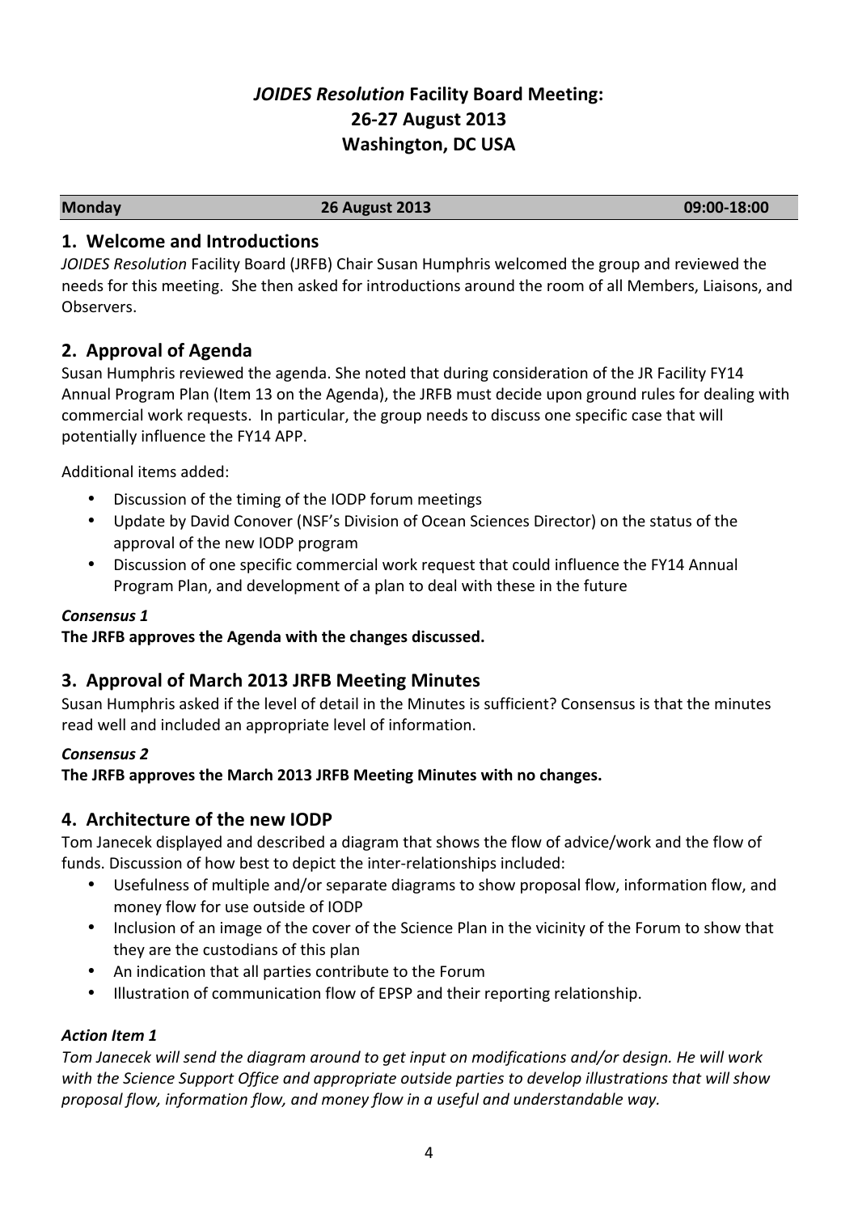# *JOIDES Resolution* Facility Board Meeting: 26-27 August 2013 Washington, DC USA

| Monday | 26 August 2013 | 09:00-18:00 |
|---|---|---|

## 1. Welcome and Introductions

*JOIDES Resolution* Facility Board (JRFB) Chair Susan Humphris welcomed the group and reviewed the needs for this meeting. She then asked for introductions around the room of all Members, Liaisons, and Observers.

## 2. Approval of Agenda

Susan Humphris reviewed the agenda. She noted that during consideration of the JR Facility FY14 Annual Program Plan (Item 13 on the Agenda), the JRFB must decide upon ground rules for dealing with commercial work requests. In particular, the group needs to discuss one specific case that will potentially influence the FY14 APP.

Additional items added:

- Discussion of the timing of the IODP forum meetings
- Update by David Conover (NSF's Division of Ocean Sciences Director) on the status of the approval of the new IODP program
- Discussion of one specific commercial work request that could influence the FY14 Annual Program Plan, and development of a plan to deal with these in the future

***Consensus 1***

**The JRFB approves the Agenda with the changes discussed.**

## 3. Approval of March 2013 JRFB Meeting Minutes

Susan Humphris asked if the level of detail in the Minutes is sufficient? Consensus is that the minutes read well and included an appropriate level of information.

***Consensus 2***

**The JRFB approves the March 2013 JRFB Meeting Minutes with no changes.**

## 4. Architecture of the new IODP

Tom Janecek displayed and described a diagram that shows the flow of advice/work and the flow of funds. Discussion of how best to depict the inter-relationships included:

- Usefulness of multiple and/or separate diagrams to show proposal flow, information flow, and money flow for use outside of IODP
- Inclusion of an image of the cover of the Science Plan in the vicinity of the Forum to show that they are the custodians of this plan
- An indication that all parties contribute to the Forum
- Illustration of communication flow of EPSP and their reporting relationship.

***Action Item 1***

*Tom Janecek will send the diagram around to get input on modifications and/or design. He will work with the Science Support Office and appropriate outside parties to develop illustrations that will show proposal flow, information flow, and money flow in a useful and understandable way.*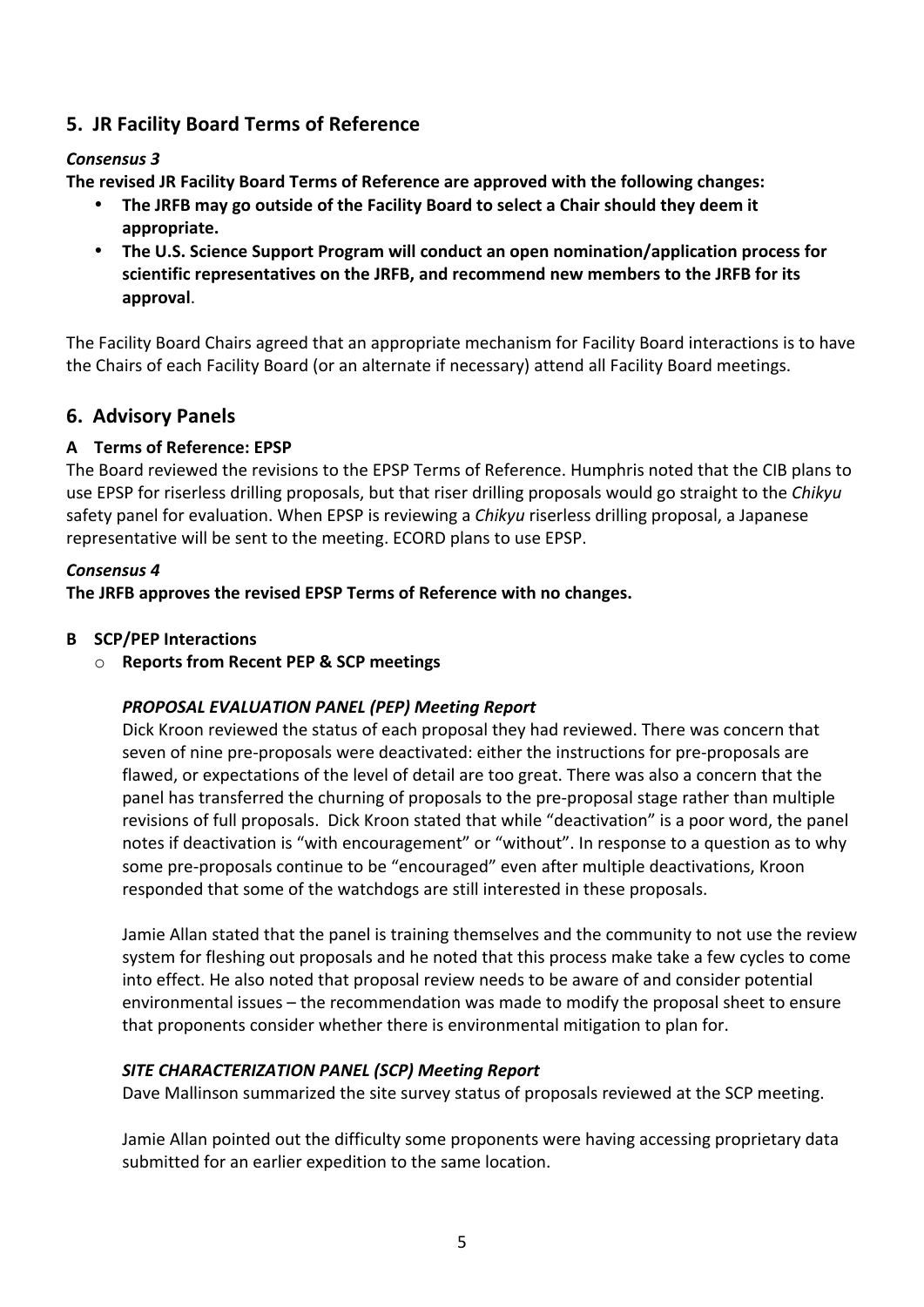## 5. JR Facility Board Terms of Reference

***Consensus 3***

**The revised JR Facility Board Terms of Reference are approved with the following changes:**

- **The JRFB may go outside of the Facility Board to select a Chair should they deem it appropriate.**
- **The U.S. Science Support Program will conduct an open nomination/application process for scientific representatives on the JRFB, and recommend new members to the JRFB for its approval**.

The Facility Board Chairs agreed that an appropriate mechanism for Facility Board interactions is to have the Chairs of each Facility Board (or an alternate if necessary) attend all Facility Board meetings.

## 6. Advisory Panels

### A Terms of Reference: EPSP

The Board reviewed the revisions to the EPSP Terms of Reference. Humphris noted that the CIB plans to use EPSP for riserless drilling proposals, but that riser drilling proposals would go straight to the *Chikyu* safety panel for evaluation. When EPSP is reviewing a *Chikyu* riserless drilling proposal, a Japanese representative will be sent to the meeting. ECORD plans to use EPSP.

***Consensus 4***

**The JRFB approves the revised EPSP Terms of Reference with no changes.**

### B SCP/PEP Interactions

- **Reports from Recent PEP & SCP meetings**

***PROPOSAL EVALUATION PANEL (PEP) Meeting Report***

Dick Kroon reviewed the status of each proposal they had reviewed. There was concern that seven of nine pre-proposals were deactivated: either the instructions for pre-proposals are flawed, or expectations of the level of detail are too great. There was also a concern that the panel has transferred the churning of proposals to the pre-proposal stage rather than multiple revisions of full proposals. Dick Kroon stated that while "deactivation" is a poor word, the panel notes if deactivation is "with encouragement" or "without". In response to a question as to why some pre-proposals continue to be "encouraged" even after multiple deactivations, Kroon responded that some of the watchdogs are still interested in these proposals.

Jamie Allan stated that the panel is training themselves and the community to not use the review system for fleshing out proposals and he noted that this process make take a few cycles to come into effect. He also noted that proposal review needs to be aware of and consider potential environmental issues – the recommendation was made to modify the proposal sheet to ensure that proponents consider whether there is environmental mitigation to plan for.

***SITE CHARACTERIZATION PANEL (SCP) Meeting Report***

Dave Mallinson summarized the site survey status of proposals reviewed at the SCP meeting.

Jamie Allan pointed out the difficulty some proponents were having accessing proprietary data submitted for an earlier expedition to the same location.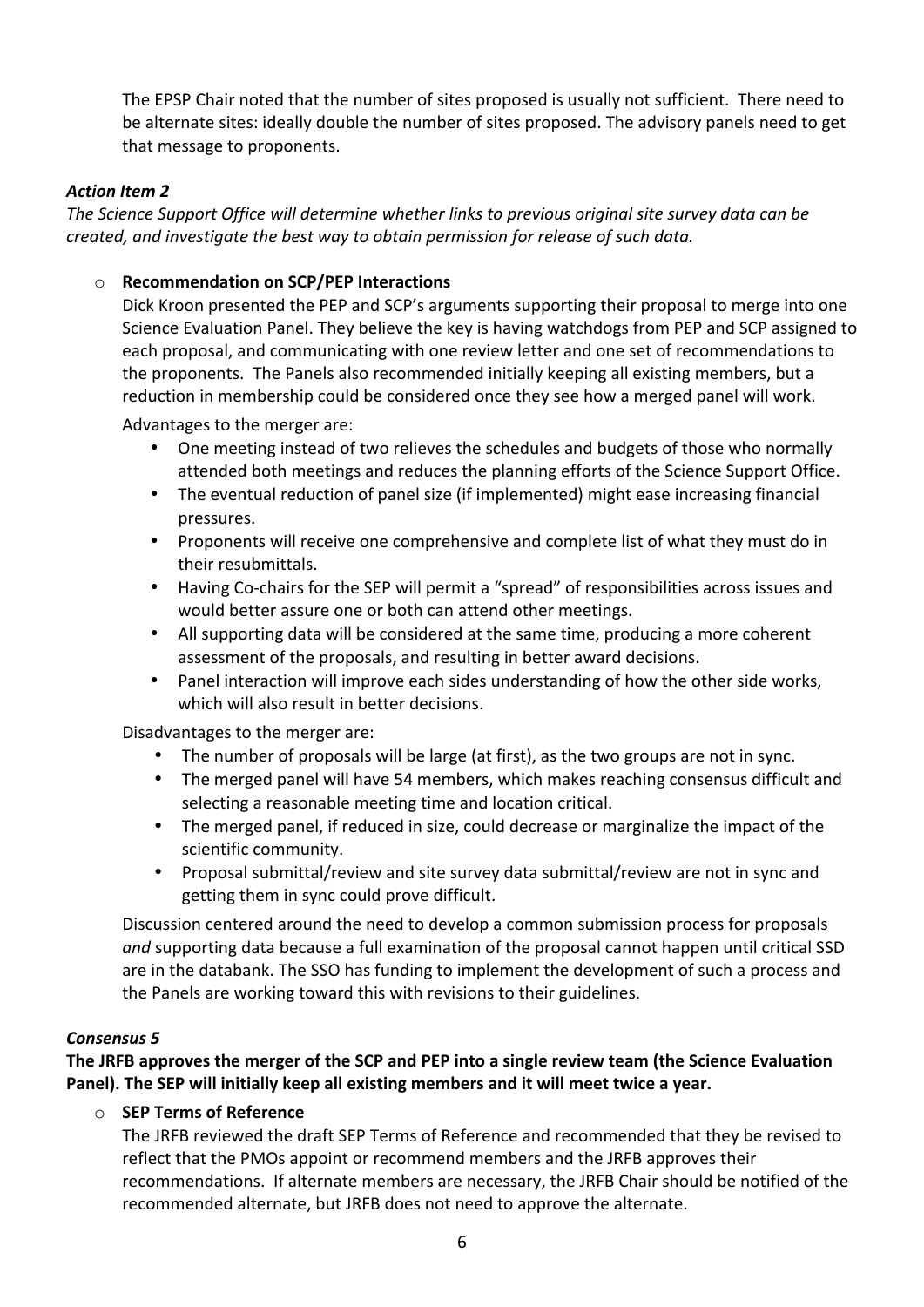The EPSP Chair noted that the number of sites proposed is usually not sufficient. There need to be alternate sites: ideally double the number of sites proposed. The advisory panels need to get that message to proponents.

***Action Item 2***

*The Science Support Office will determine whether links to previous original site survey data can be created, and investigate the best way to obtain permission for release of such data.*

- **Recommendation on SCP/PEP Interactions**

  Dick Kroon presented the PEP and SCP's arguments supporting their proposal to merge into one Science Evaluation Panel. They believe the key is having watchdogs from PEP and SCP assigned to each proposal, and communicating with one review letter and one set of recommendations to the proponents. The Panels also recommended initially keeping all existing members, but a reduction in membership could be considered once they see how a merged panel will work.

  Advantages to the merger are:

  - One meeting instead of two relieves the schedules and budgets of those who normally attended both meetings and reduces the planning efforts of the Science Support Office.
  - The eventual reduction of panel size (if implemented) might ease increasing financial pressures.
  - Proponents will receive one comprehensive and complete list of what they must do in their resubmittals.
  - Having Co-chairs for the SEP will permit a "spread" of responsibilities across issues and would better assure one or both can attend other meetings.
  - All supporting data will be considered at the same time, producing a more coherent assessment of the proposals, and resulting in better award decisions.
  - Panel interaction will improve each sides understanding of how the other side works, which will also result in better decisions.

  Disadvantages to the merger are:

  - The number of proposals will be large (at first), as the two groups are not in sync.
  - The merged panel will have 54 members, which makes reaching consensus difficult and selecting a reasonable meeting time and location critical.
  - The merged panel, if reduced in size, could decrease or marginalize the impact of the scientific community.
  - Proposal submittal/review and site survey data submittal/review are not in sync and getting them in sync could prove difficult.

  Discussion centered around the need to develop a common submission process for proposals *and* supporting data because a full examination of the proposal cannot happen until critical SSD are in the databank. The SSO has funding to implement the development of such a process and the Panels are working toward this with revisions to their guidelines.

***Consensus 5***

**The JRFB approves the merger of the SCP and PEP into a single review team (the Science Evaluation Panel). The SEP will initially keep all existing members and it will meet twice a year.**

- **SEP Terms of Reference**

  The JRFB reviewed the draft SEP Terms of Reference and recommended that they be revised to reflect that the PMOs appoint or recommend members and the JRFB approves their recommendations. If alternate members are necessary, the JRFB Chair should be notified of the recommended alternate, but JRFB does not need to approve the alternate.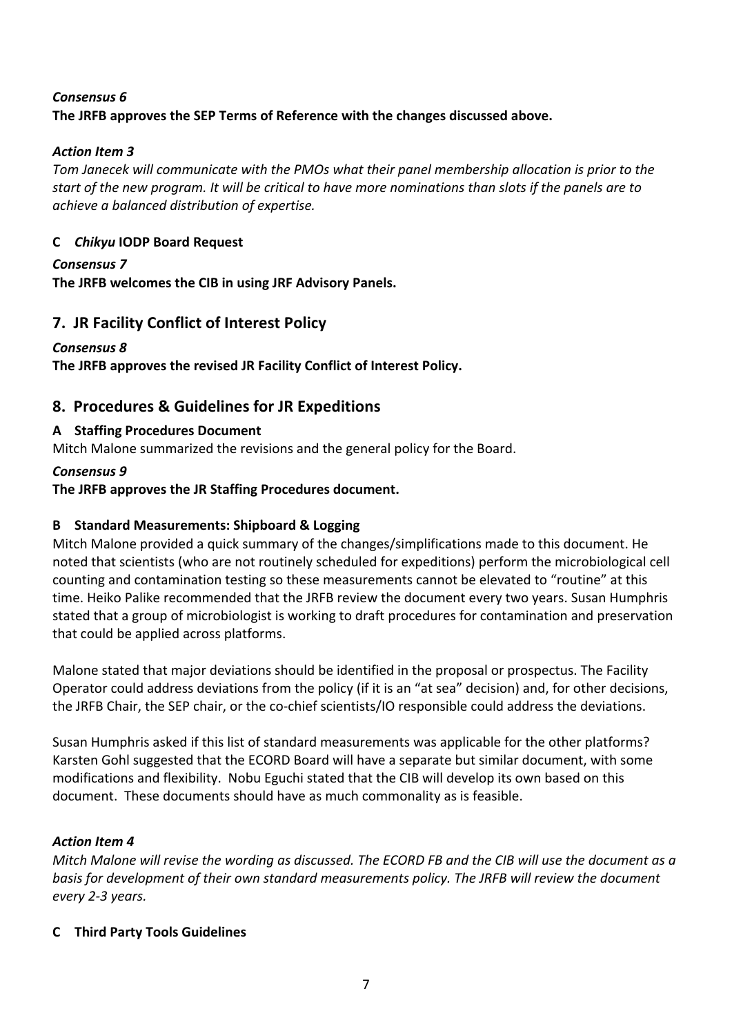***Consensus 6***

**The JRFB approves the SEP Terms of Reference with the changes discussed above.**

***Action Item 3***

*Tom Janecek will communicate with the PMOs what their panel membership allocation is prior to the start of the new program. It will be critical to have more nominations than slots if the panels are to achieve a balanced distribution of expertise.*

**C *Chikyu* IODP Board Request**

***Consensus 7***

**The JRFB welcomes the CIB in using JRF Advisory Panels.**

## 7. JR Facility Conflict of Interest Policy

***Consensus 8***

**The JRFB approves the revised JR Facility Conflict of Interest Policy.**

## 8. Procedures & Guidelines for JR Expeditions

**A Staffing Procedures Document**

Mitch Malone summarized the revisions and the general policy for the Board.

***Consensus 9***

**The JRFB approves the JR Staffing Procedures document.**

**B Standard Measurements: Shipboard & Logging**

Mitch Malone provided a quick summary of the changes/simplifications made to this document. He noted that scientists (who are not routinely scheduled for expeditions) perform the microbiological cell counting and contamination testing so these measurements cannot be elevated to "routine" at this time. Heiko Palike recommended that the JRFB review the document every two years. Susan Humphris stated that a group of microbiologist is working to draft procedures for contamination and preservation that could be applied across platforms.

Malone stated that major deviations should be identified in the proposal or prospectus. The Facility Operator could address deviations from the policy (if it is an "at sea" decision) and, for other decisions, the JRFB Chair, the SEP chair, or the co-chief scientists/IO responsible could address the deviations.

Susan Humphris asked if this list of standard measurements was applicable for the other platforms? Karsten Gohl suggested that the ECORD Board will have a separate but similar document, with some modifications and flexibility. Nobu Eguchi stated that the CIB will develop its own based on this document. These documents should have as much commonality as is feasible.

***Action Item 4***

*Mitch Malone will revise the wording as discussed. The ECORD FB and the CIB will use the document as a basis for development of their own standard measurements policy. The JRFB will review the document every 2-3 years.*

**C Third Party Tools Guidelines**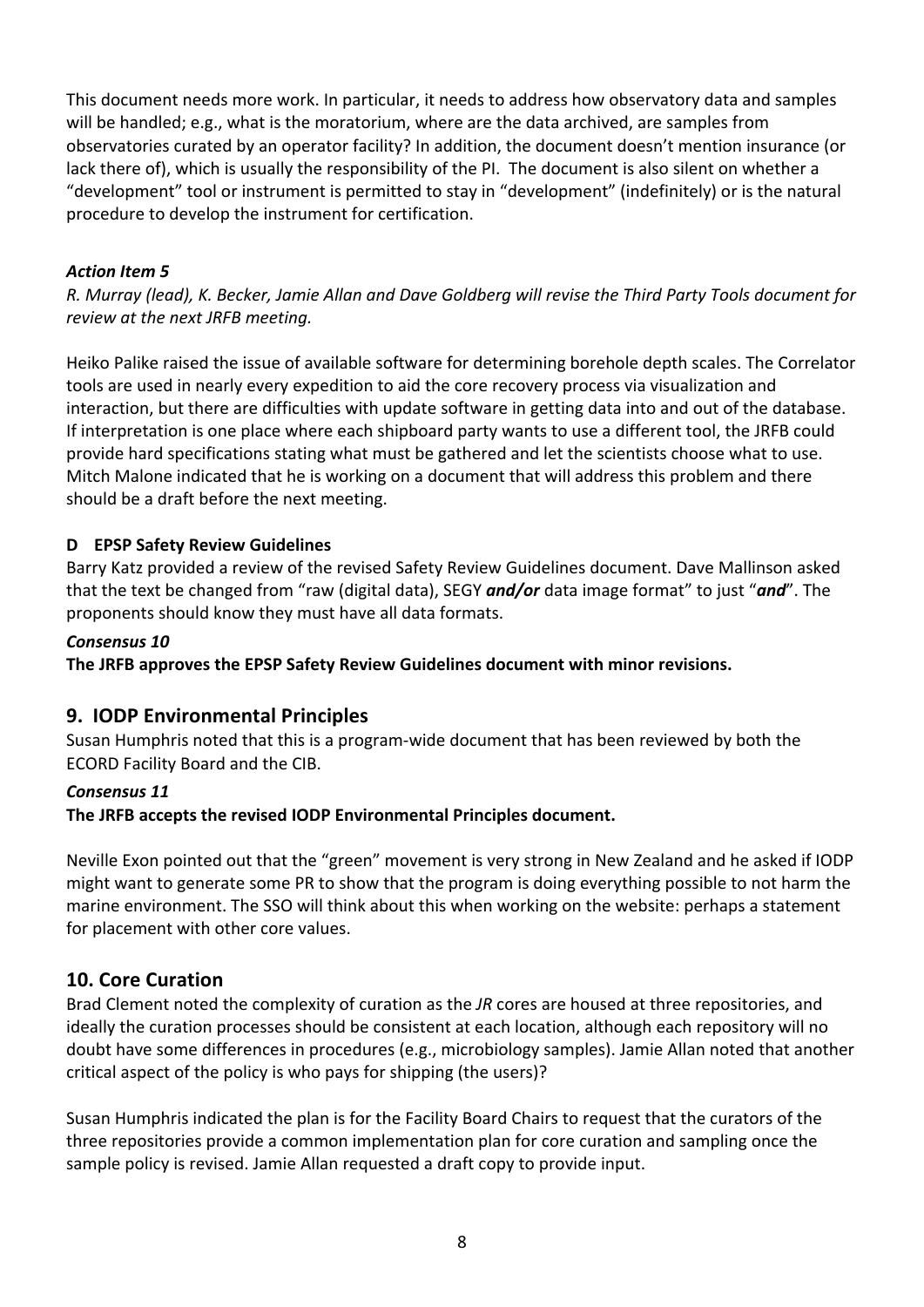This document needs more work. In particular, it needs to address how observatory data and samples will be handled; e.g., what is the moratorium, where are the data archived, are samples from observatories curated by an operator facility? In addition, the document doesn't mention insurance (or lack there of), which is usually the responsibility of the PI. The document is also silent on whether a "development" tool or instrument is permitted to stay in "development" (indefinitely) or is the natural procedure to develop the instrument for certification.

***Action Item 5***

*R. Murray (lead), K. Becker, Jamie Allan and Dave Goldberg will revise the Third Party Tools document for review at the next JRFB meeting.*

Heiko Palike raised the issue of available software for determining borehole depth scales. The Correlator tools are used in nearly every expedition to aid the core recovery process via visualization and interaction, but there are difficulties with update software in getting data into and out of the database. If interpretation is one place where each shipboard party wants to use a different tool, the JRFB could provide hard specifications stating what must be gathered and let the scientists choose what to use. Mitch Malone indicated that he is working on a document that will address this problem and there should be a draft before the next meeting.

**D EPSP Safety Review Guidelines**

Barry Katz provided a review of the revised Safety Review Guidelines document. Dave Mallinson asked that the text be changed from "raw (digital data), SEGY ***and/or*** data image format" to just "***and***". The proponents should know they must have all data formats.

***Consensus 10***

**The JRFB approves the EPSP Safety Review Guidelines document with minor revisions.**

## 9. IODP Environmental Principles

Susan Humphris noted that this is a program-wide document that has been reviewed by both the ECORD Facility Board and the CIB.

***Consensus 11***

**The JRFB accepts the revised IODP Environmental Principles document.**

Neville Exon pointed out that the "green" movement is very strong in New Zealand and he asked if IODP might want to generate some PR to show that the program is doing everything possible to not harm the marine environment. The SSO will think about this when working on the website: perhaps a statement for placement with other core values.

## 10. Core Curation

Brad Clement noted the complexity of curation as the *JR* cores are housed at three repositories, and ideally the curation processes should be consistent at each location, although each repository will no doubt have some differences in procedures (e.g., microbiology samples). Jamie Allan noted that another critical aspect of the policy is who pays for shipping (the users)?

Susan Humphris indicated the plan is for the Facility Board Chairs to request that the curators of the three repositories provide a common implementation plan for core curation and sampling once the sample policy is revised. Jamie Allan requested a draft copy to provide input.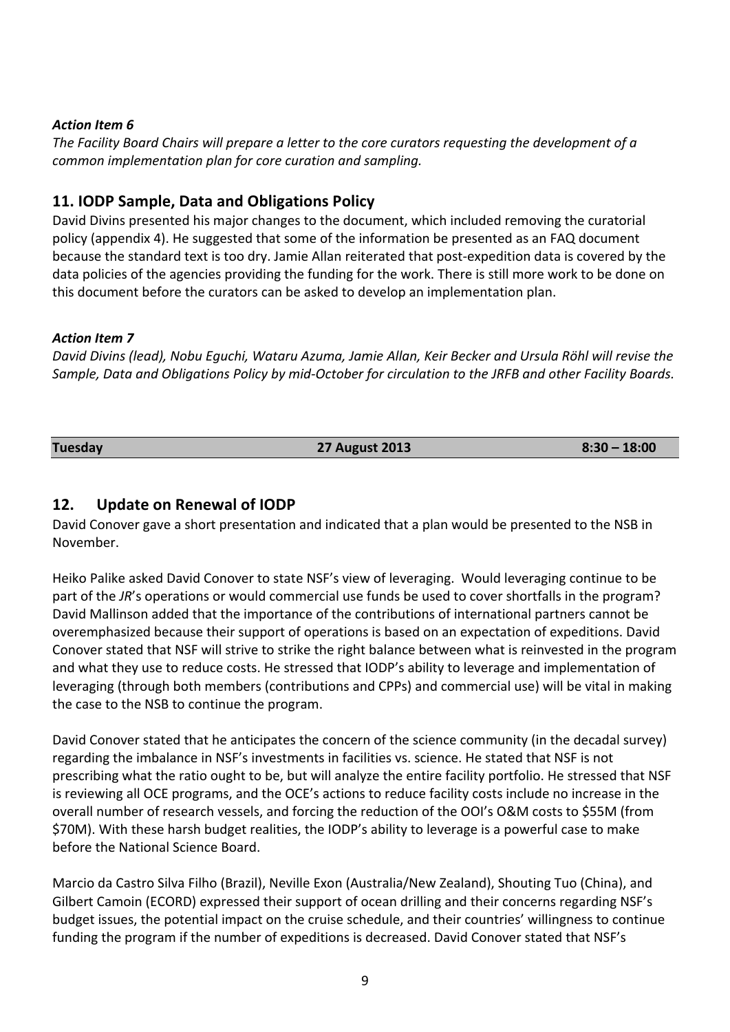***Action Item 6***

*The Facility Board Chairs will prepare a letter to the core curators requesting the development of a common implementation plan for core curation and sampling.*

## 11. IODP Sample, Data and Obligations Policy

David Divins presented his major changes to the document, which included removing the curatorial policy (appendix 4). He suggested that some of the information be presented as an FAQ document because the standard text is too dry. Jamie Allan reiterated that post-expedition data is covered by the data policies of the agencies providing the funding for the work. There is still more work to be done on this document before the curators can be asked to develop an implementation plan.

***Action Item 7***

*David Divins (lead), Nobu Eguchi, Wataru Azuma, Jamie Allan, Keir Becker and Ursula Röhl will revise the Sample, Data and Obligations Policy by mid-October for circulation to the JRFB and other Facility Boards.*

| **Tuesday** | **27 August 2013** | **8:30 – 18:00** |
|---|---|---|

## 12. Update on Renewal of IODP

David Conover gave a short presentation and indicated that a plan would be presented to the NSB in November.

Heiko Palike asked David Conover to state NSF's view of leveraging. Would leveraging continue to be part of the *JR*'s operations or would commercial use funds be used to cover shortfalls in the program? David Mallinson added that the importance of the contributions of international partners cannot be overemphasized because their support of operations is based on an expectation of expeditions. David Conover stated that NSF will strive to strike the right balance between what is reinvested in the program and what they use to reduce costs. He stressed that IODP's ability to leverage and implementation of leveraging (through both members (contributions and CPPs) and commercial use) will be vital in making the case to the NSB to continue the program.

David Conover stated that he anticipates the concern of the science community (in the decadal survey) regarding the imbalance in NSF's investments in facilities vs. science. He stated that NSF is not prescribing what the ratio ought to be, but will analyze the entire facility portfolio. He stressed that NSF is reviewing all OCE programs, and the OCE's actions to reduce facility costs include no increase in the overall number of research vessels, and forcing the reduction of the OOI's O&M costs to $55M (from $70M). With these harsh budget realities, the IODP's ability to leverage is a powerful case to make before the National Science Board.

Marcio da Castro Silva Filho (Brazil), Neville Exon (Australia/New Zealand), Shouting Tuo (China), and Gilbert Camoin (ECORD) expressed their support of ocean drilling and their concerns regarding NSF's budget issues, the potential impact on the cruise schedule, and their countries' willingness to continue funding the program if the number of expeditions is decreased. David Conover stated that NSF's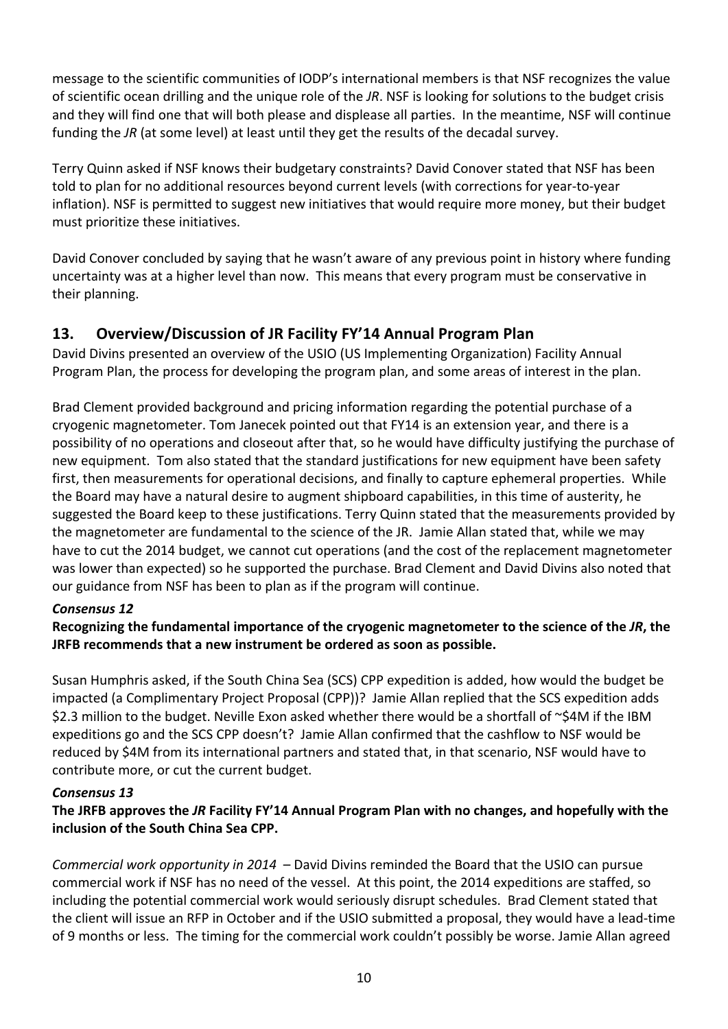message to the scientific communities of IODP's international members is that NSF recognizes the value of scientific ocean drilling and the unique role of the *JR*. NSF is looking for solutions to the budget crisis and they will find one that will both please and displease all parties. In the meantime, NSF will continue funding the *JR* (at some level) at least until they get the results of the decadal survey.

Terry Quinn asked if NSF knows their budgetary constraints? David Conover stated that NSF has been told to plan for no additional resources beyond current levels (with corrections for year-to-year inflation). NSF is permitted to suggest new initiatives that would require more money, but their budget must prioritize these initiatives.

David Conover concluded by saying that he wasn't aware of any previous point in history where funding uncertainty was at a higher level than now. This means that every program must be conservative in their planning.

## 13. Overview/Discussion of JR Facility FY'14 Annual Program Plan

David Divins presented an overview of the USIO (US Implementing Organization) Facility Annual Program Plan, the process for developing the program plan, and some areas of interest in the plan.

Brad Clement provided background and pricing information regarding the potential purchase of a cryogenic magnetometer. Tom Janecek pointed out that FY14 is an extension year, and there is a possibility of no operations and closeout after that, so he would have difficulty justifying the purchase of new equipment. Tom also stated that the standard justifications for new equipment have been safety first, then measurements for operational decisions, and finally to capture ephemeral properties. While the Board may have a natural desire to augment shipboard capabilities, in this time of austerity, he suggested the Board keep to these justifications. Terry Quinn stated that the measurements provided by the magnetometer are fundamental to the science of the JR. Jamie Allan stated that, while we may have to cut the 2014 budget, we cannot cut operations (and the cost of the replacement magnetometer was lower than expected) so he supported the purchase. Brad Clement and David Divins also noted that our guidance from NSF has been to plan as if the program will continue.

***Consensus 12***

**Recognizing the fundamental importance of the cryogenic magnetometer to the science of the *JR*, the JRFB recommends that a new instrument be ordered as soon as possible.**

Susan Humphris asked, if the South China Sea (SCS) CPP expedition is added, how would the budget be impacted (a Complimentary Project Proposal (CPP))? Jamie Allan replied that the SCS expedition adds $2.3 million to the budget. Neville Exon asked whether there would be a shortfall of ~$4M if the IBM expeditions go and the SCS CPP doesn't? Jamie Allan confirmed that the cashflow to NSF would be reduced by $4M from its international partners and stated that, in that scenario, NSF would have to contribute more, or cut the current budget.

***Consensus 13***

**The JRFB approves the *JR* Facility FY'14 Annual Program Plan with no changes, and hopefully with the inclusion of the South China Sea CPP.**

*Commercial work opportunity in 2014* – David Divins reminded the Board that the USIO can pursue commercial work if NSF has no need of the vessel. At this point, the 2014 expeditions are staffed, so including the potential commercial work would seriously disrupt schedules. Brad Clement stated that the client will issue an RFP in October and if the USIO submitted a proposal, they would have a lead-time of 9 months or less. The timing for the commercial work couldn't possibly be worse. Jamie Allan agreed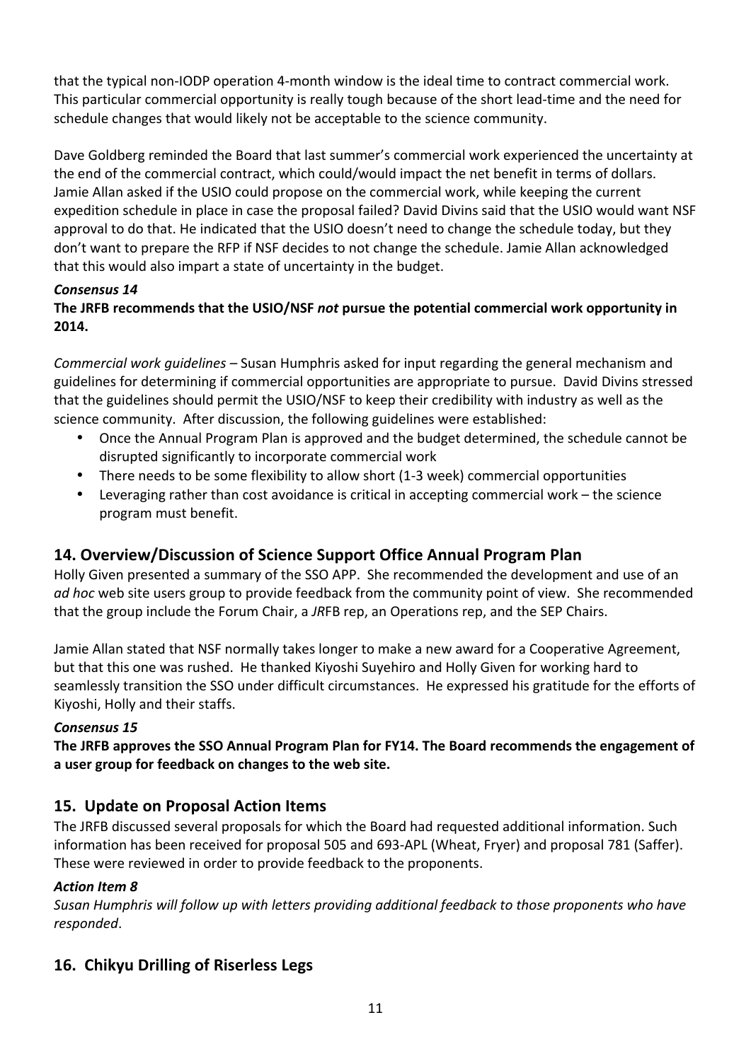that the typical non-IODP operation 4-month window is the ideal time to contract commercial work. This particular commercial opportunity is really tough because of the short lead-time and the need for schedule changes that would likely not be acceptable to the science community.

Dave Goldberg reminded the Board that last summer's commercial work experienced the uncertainty at the end of the commercial contract, which could/would impact the net benefit in terms of dollars. Jamie Allan asked if the USIO could propose on the commercial work, while keeping the current expedition schedule in place in case the proposal failed? David Divins said that the USIO would want NSF approval to do that. He indicated that the USIO doesn't need to change the schedule today, but they don't want to prepare the RFP if NSF decides to not change the schedule. Jamie Allan acknowledged that this would also impart a state of uncertainty in the budget.

***Consensus 14***

**The JRFB recommends that the USIO/NSF *not* pursue the potential commercial work opportunity in 2014.**

*Commercial work guidelines* – Susan Humphris asked for input regarding the general mechanism and guidelines for determining if commercial opportunities are appropriate to pursue. David Divins stressed that the guidelines should permit the USIO/NSF to keep their credibility with industry as well as the science community. After discussion, the following guidelines were established:

- Once the Annual Program Plan is approved and the budget determined, the schedule cannot be disrupted significantly to incorporate commercial work
- There needs to be some flexibility to allow short (1-3 week) commercial opportunities
- Leveraging rather than cost avoidance is critical in accepting commercial work – the science program must benefit.

## 14. Overview/Discussion of Science Support Office Annual Program Plan

Holly Given presented a summary of the SSO APP. She recommended the development and use of an *ad hoc* web site users group to provide feedback from the community point of view. She recommended that the group include the Forum Chair, a *JR*FB rep, an Operations rep, and the SEP Chairs.

Jamie Allan stated that NSF normally takes longer to make a new award for a Cooperative Agreement, but that this one was rushed. He thanked Kiyoshi Suyehiro and Holly Given for working hard to seamlessly transition the SSO under difficult circumstances. He expressed his gratitude for the efforts of Kiyoshi, Holly and their staffs.

***Consensus 15***

**The JRFB approves the SSO Annual Program Plan for FY14. The Board recommends the engagement of a user group for feedback on changes to the web site.**

## 15. Update on Proposal Action Items

The JRFB discussed several proposals for which the Board had requested additional information. Such information has been received for proposal 505 and 693-APL (Wheat, Fryer) and proposal 781 (Saffer). These were reviewed in order to provide feedback to the proponents.

***Action Item 8***

*Susan Humphris will follow up with letters providing additional feedback to those proponents who have responded*.

## 16. Chikyu Drilling of Riserless Legs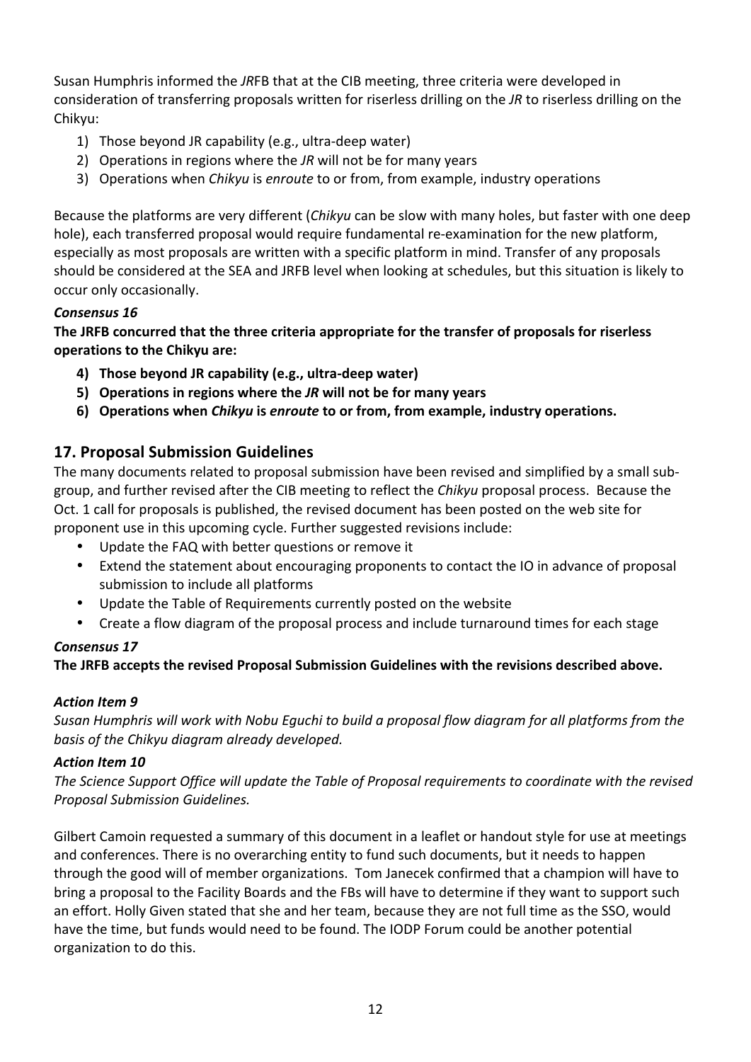Susan Humphris informed the *JR*FB that at the CIB meeting, three criteria were developed in consideration of transferring proposals written for riserless drilling on the *JR* to riserless drilling on the Chikyu:

1) Those beyond JR capability (e.g., ultra-deep water)
2) Operations in regions where the *JR* will not be for many years
3) Operations when *Chikyu* is *enroute* to or from, from example, industry operations

Because the platforms are very different (*Chikyu* can be slow with many holes, but faster with one deep hole), each transferred proposal would require fundamental re-examination for the new platform, especially as most proposals are written with a specific platform in mind. Transfer of any proposals should be considered at the SEA and JRFB level when looking at schedules, but this situation is likely to occur only occasionally.

***Consensus 16***

**The JRFB concurred that the three criteria appropriate for the transfer of proposals for riserless operations to the Chikyu are:**

4) **Those beyond JR capability (e.g., ultra-deep water)**
5) **Operations in regions where the *JR* will not be for many years**
6) **Operations when *Chikyu* is *enroute* to or from, from example, industry operations.**

## 17. Proposal Submission Guidelines

The many documents related to proposal submission have been revised and simplified by a small sub-group, and further revised after the CIB meeting to reflect the *Chikyu* proposal process. Because the Oct. 1 call for proposals is published, the revised document has been posted on the web site for proponent use in this upcoming cycle. Further suggested revisions include:

- Update the FAQ with better questions or remove it
- Extend the statement about encouraging proponents to contact the IO in advance of proposal submission to include all platforms
- Update the Table of Requirements currently posted on the website
- Create a flow diagram of the proposal process and include turnaround times for each stage

***Consensus 17***

**The JRFB accepts the revised Proposal Submission Guidelines with the revisions described above.**

***Action Item 9***

*Susan Humphris will work with Nobu Eguchi to build a proposal flow diagram for all platforms from the basis of the Chikyu diagram already developed.*

***Action Item 10***

*The Science Support Office will update the Table of Proposal requirements to coordinate with the revised Proposal Submission Guidelines.*

Gilbert Camoin requested a summary of this document in a leaflet or handout style for use at meetings and conferences. There is no overarching entity to fund such documents, but it needs to happen through the good will of member organizations. Tom Janecek confirmed that a champion will have to bring a proposal to the Facility Boards and the FBs will have to determine if they want to support such an effort. Holly Given stated that she and her team, because they are not full time as the SSO, would have the time, but funds would need to be found. The IODP Forum could be another potential organization to do this.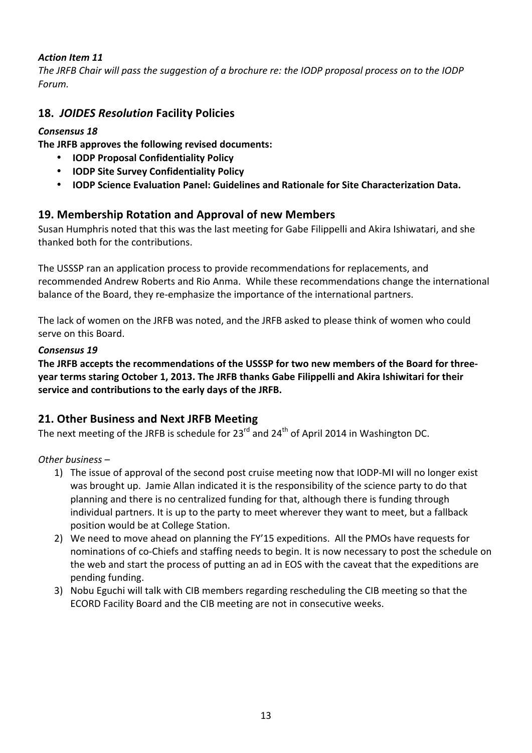***Action Item 11***
*The JRFB Chair will pass the suggestion of a brochure re: the IODP proposal process on to the IODP Forum.*

## 18. *JOIDES Resolution* Facility Policies

***Consensus 18***
**The JRFB approves the following revised documents:**

- **IODP Proposal Confidentiality Policy**
- **IODP Site Survey Confidentiality Policy**
- **IODP Science Evaluation Panel: Guidelines and Rationale for Site Characterization Data.**

## 19. Membership Rotation and Approval of new Members

Susan Humphris noted that this was the last meeting for Gabe Filippelli and Akira Ishiwatari, and she thanked both for the contributions.

The USSSP ran an application process to provide recommendations for replacements, and recommended Andrew Roberts and Rio Anma. While these recommendations change the international balance of the Board, they re-emphasize the importance of the international partners.

The lack of women on the JRFB was noted, and the JRFB asked to please think of women who could serve on this Board.

***Consensus 19***
**The JRFB accepts the recommendations of the USSSP for two new members of the Board for three-year terms staring October 1, 2013. The JRFB thanks Gabe Filippelli and Akira Ishiwitari for their service and contributions to the early days of the JRFB.**

## 21. Other Business and Next JRFB Meeting

The next meeting of the JRFB is schedule for 23rd and 24th of April 2014 in Washington DC.

*Other business* –

1) The issue of approval of the second post cruise meeting now that IODP-MI will no longer exist was brought up. Jamie Allan indicated it is the responsibility of the science party to do that planning and there is no centralized funding for that, although there is funding through individual partners. It is up to the party to meet wherever they want to meet, but a fallback position would be at College Station.
2) We need to move ahead on planning the FY'15 expeditions. All the PMOs have requests for nominations of co-Chiefs and staffing needs to begin. It is now necessary to post the schedule on the web and start the process of putting an ad in EOS with the caveat that the expeditions are pending funding.
3) Nobu Eguchi will talk with CIB members regarding rescheduling the CIB meeting so that the ECORD Facility Board and the CIB meeting are not in consecutive weeks.